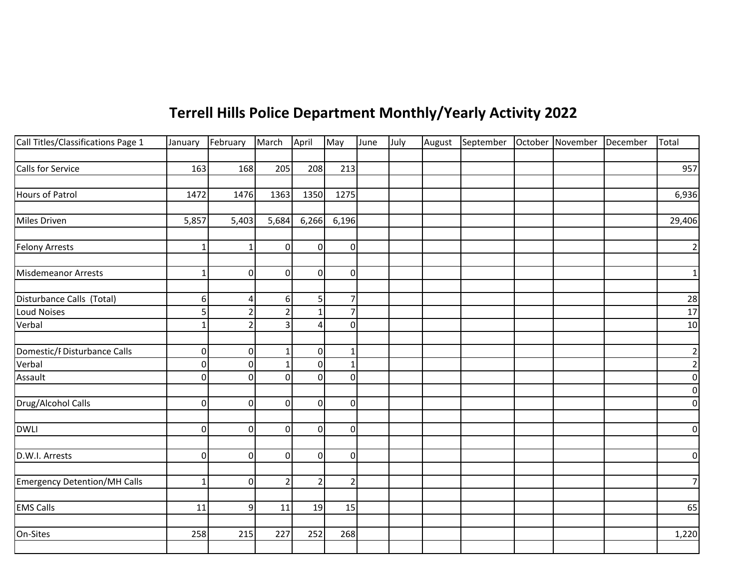# Terrell Hills Police Department Monthly/Yearly Activity 2022

| Call Titles/Classifications Page 1 | January | February | March | April | May | June | July | August | September | October | November | December | Total |
|---|---|---|---|---|---|---|---|---|---|---|---|---|---|
| | | | | | | | | | | | | | |
| Calls for Service | 163 | 168 | 205 | 208 | 213 | | | | | | | | 957 |
| | | | | | | | | | | | | | |
| Hours of Patrol | 1472 | 1476 | 1363 | 1350 | 1275 | | | | | | | | 6,936 |
| | | | | | | | | | | | | | |
| Miles Driven | 5,857 | 5,403 | 5,684 | 6,266 | 6,196 | | | | | | | | 29,406 |
| | | | | | | | | | | | | | |
| Felony Arrests | 1 | 1 | 0 | 0 | 0 | | | | | | | | 2 |
| | | | | | | | | | | | | | |
| Misdemeanor Arrests | 1 | 0 | 0 | 0 | 0 | | | | | | | | 1 |
| | | | | | | | | | | | | | |
| Disturbance Calls (Total) | 6 | 4 | 6 | 5 | 7 | | | | | | | | 28 |
| Loud Noises | 5 | 2 | 2 | 1 | 7 | | | | | | | | 17 |
| Verbal | 1 | 2 | 3 | 4 | 0 | | | | | | | | 10 |
| | | | | | | | | | | | | | |
| Domestic/F Disturbance Calls | 0 | 0 | 1 | 0 | 1 | | | | | | | | 2 |
| Verbal | 0 | 0 | 1 | 0 | 1 | | | | | | | | 2 |
| Assault | 0 | 0 | 0 | 0 | 0 | | | | | | | | 0 |
| | | | | | | | | | | | | | 0 |
| Drug/Alcohol Calls | 0 | 0 | 0 | 0 | 0 | | | | | | | | 0 |
| | | | | | | | | | | | | | |
| DWLI | 0 | 0 | 0 | 0 | 0 | | | | | | | | 0 |
| | | | | | | | | | | | | | |
| D.W.I. Arrests | 0 | 0 | 0 | 0 | 0 | | | | | | | | 0 |
| | | | | | | | | | | | | | |
| Emergency Detention/MH Calls | 1 | 0 | 2 | 2 | 2 | | | | | | | | 7 |
| | | | | | | | | | | | | | |
| EMS Calls | 11 | 9 | 11 | 19 | 15 | | | | | | | | 65 |
| | | | | | | | | | | | | | |
| On-Sites | 258 | 215 | 227 | 252 | 268 | | | | | | | | 1,220 |
| | | | | | | | | | | | | | |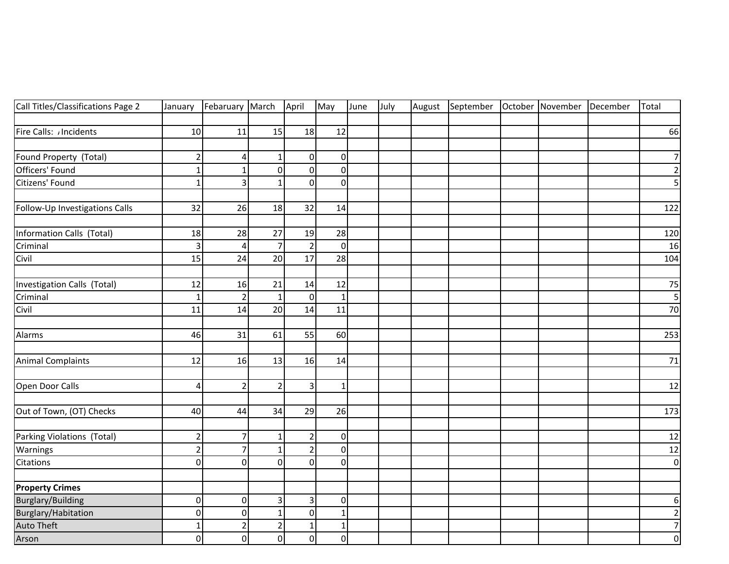| Call Titles/Classifications Page 2 | January | Febaruary | March | April | May | June | July | August | September | October | November | December | Total |
|---|---|---|---|---|---|---|---|---|---|---|---|---|---|
| | | | | | | | | | | | | | |
| Fire Calls: / Incidents | 10 | 11 | 15 | 18 | 12 | | | | | | | | 66 |
| | | | | | | | | | | | | | |
| Found Property (Total) | 2 | 4 | 1 | 0 | 0 | | | | | | | | 7 |
| Officers' Found | 1 | 1 | 0 | 0 | 0 | | | | | | | | 2 |
| Citizens' Found | 1 | 3 | 1 | 0 | 0 | | | | | | | | 5 |
| | | | | | | | | | | | | | |
| Follow-Up Investigations Calls | 32 | 26 | 18 | 32 | 14 | | | | | | | | 122 |
| | | | | | | | | | | | | | |
| Information Calls (Total) | 18 | 28 | 27 | 19 | 28 | | | | | | | | 120 |
| Criminal | 3 | 4 | 7 | 2 | 0 | | | | | | | | 16 |
| Civil | 15 | 24 | 20 | 17 | 28 | | | | | | | | 104 |
| | | | | | | | | | | | | | |
| Investigation Calls (Total) | 12 | 16 | 21 | 14 | 12 | | | | | | | | 75 |
| Criminal | 1 | 2 | 1 | 0 | 1 | | | | | | | | 5 |
| Civil | 11 | 14 | 20 | 14 | 11 | | | | | | | | 70 |
| | | | | | | | | | | | | | |
| Alarms | 46 | 31 | 61 | 55 | 60 | | | | | | | | 253 |
| | | | | | | | | | | | | | |
| Animal Complaints | 12 | 16 | 13 | 16 | 14 | | | | | | | | 71 |
| | | | | | | | | | | | | | |
| Open Door Calls | 4 | 2 | 2 | 3 | 1 | | | | | | | | 12 |
| | | | | | | | | | | | | | |
| Out of Town, (OT) Checks | 40 | 44 | 34 | 29 | 26 | | | | | | | | 173 |
| | | | | | | | | | | | | | |
| Parking Violations (Total) | 2 | 7 | 1 | 2 | 0 | | | | | | | | 12 |
| Warnings | 2 | 7 | 1 | 2 | 0 | | | | | | | | 12 |
| Citations | 0 | 0 | 0 | 0 | 0 | | | | | | | | 0 |
| | | | | | | | | | | | | | |
| **Property Crimes** | | | | | | | | | | | | | |
| Burglary/Building | 0 | 0 | 3 | 3 | 0 | | | | | | | | 6 |
| Burglary/Habitation | 0 | 0 | 1 | 0 | 1 | | | | | | | | 2 |
| Auto Theft | 1 | 2 | 2 | 1 | 1 | | | | | | | | 7 |
| Arson | 0 | 0 | 0 | 0 | 0 | | | | | | | | 0 |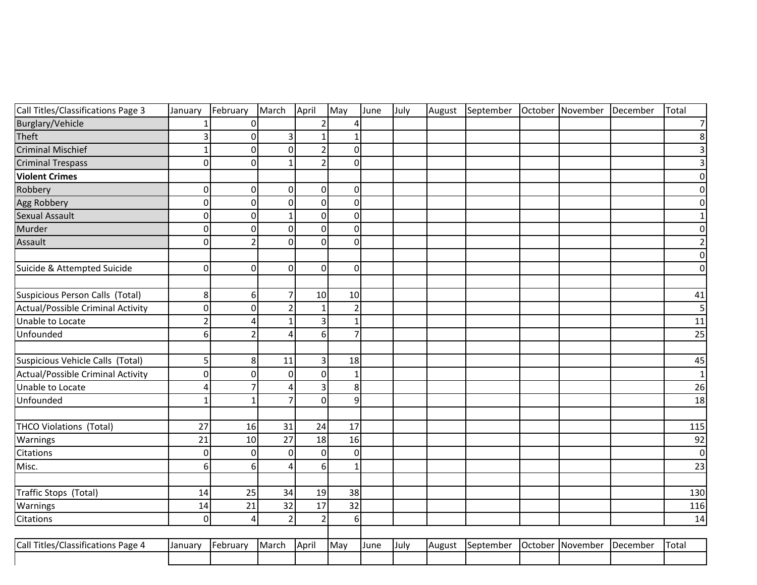| Call Titles/Classifications Page 3 | January | February | March | April | May | June | July | August | September | October | November | December | Total |
|---|---|---|---|---|---|---|---|---|---|---|---|---|---|
| Burglary/Vehicle | 1 | 0 | | 2 | 4 | | | | | | | | 7 |
| Theft | 3 | 0 | 3 | 1 | 1 | | | | | | | | 8 |
| Criminal Mischief | 1 | 0 | 0 | 2 | 0 | | | | | | | | 3 |
| Criminal Trespass | 0 | 0 | 1 | 2 | 0 | | | | | | | | 3 |
| **Violent Crimes** | | | | | | | | | | | | | 0 |
| Robbery | 0 | 0 | 0 | 0 | 0 | | | | | | | | 0 |
| Agg Robbery | 0 | 0 | 0 | 0 | 0 | | | | | | | | 0 |
| Sexual Assault | 0 | 0 | 1 | 0 | 0 | | | | | | | | 1 |
| Murder | 0 | 0 | 0 | 0 | 0 | | | | | | | | 0 |
| Assault | 0 | 2 | 0 | 0 | 0 | | | | | | | | 2 |
| | | | | | | | | | | | | | 0 |
| Suicide & Attempted Suicide | 0 | 0 | 0 | 0 | 0 | | | | | | | | 0 |
| | | | | | | | | | | | | | |
| Suspicious Person Calls (Total) | 8 | 6 | 7 | 10 | 10 | | | | | | | | 41 |
| Actual/Possible Criminal Activity | 0 | 0 | 2 | 1 | 2 | | | | | | | | 5 |
| Unable to Locate | 2 | 4 | 1 | 3 | 1 | | | | | | | | 11 |
| Unfounded | 6 | 2 | 4 | 6 | 7 | | | | | | | | 25 |
| | | | | | | | | | | | | | |
| Suspicious Vehicle Calls (Total) | 5 | 8 | 11 | 3 | 18 | | | | | | | | 45 |
| Actual/Possible Criminal Activity | 0 | 0 | 0 | 0 | 1 | | | | | | | | 1 |
| Unable to Locate | 4 | 7 | 4 | 3 | 8 | | | | | | | | 26 |
| Unfounded | 1 | 1 | 7 | 0 | 9 | | | | | | | | 18 |
| | | | | | | | | | | | | | |
| THCO Violations (Total) | 27 | 16 | 31 | 24 | 17 | | | | | | | | 115 |
| Warnings | 21 | 10 | 27 | 18 | 16 | | | | | | | | 92 |
| Citations | 0 | 0 | 0 | 0 | 0 | | | | | | | | 0 |
| Misc. | 6 | 6 | 4 | 6 | 1 | | | | | | | | 23 |
| | | | | | | | | | | | | | |
| Traffic Stops (Total) | 14 | 25 | 34 | 19 | 38 | | | | | | | | 130 |
| Warnings | 14 | 21 | 32 | 17 | 32 | | | | | | | | 116 |
| Citations | 0 | 4 | 2 | 2 | 6 | | | | | | | | 14 |

| Call Titles/Classifications Page 4 | January | February | March | April | May | June | July | August | September | October | November | December | Total |
|---|---|---|---|---|---|---|---|---|---|---|---|---|---|
| | | | | | | | | | | | | | |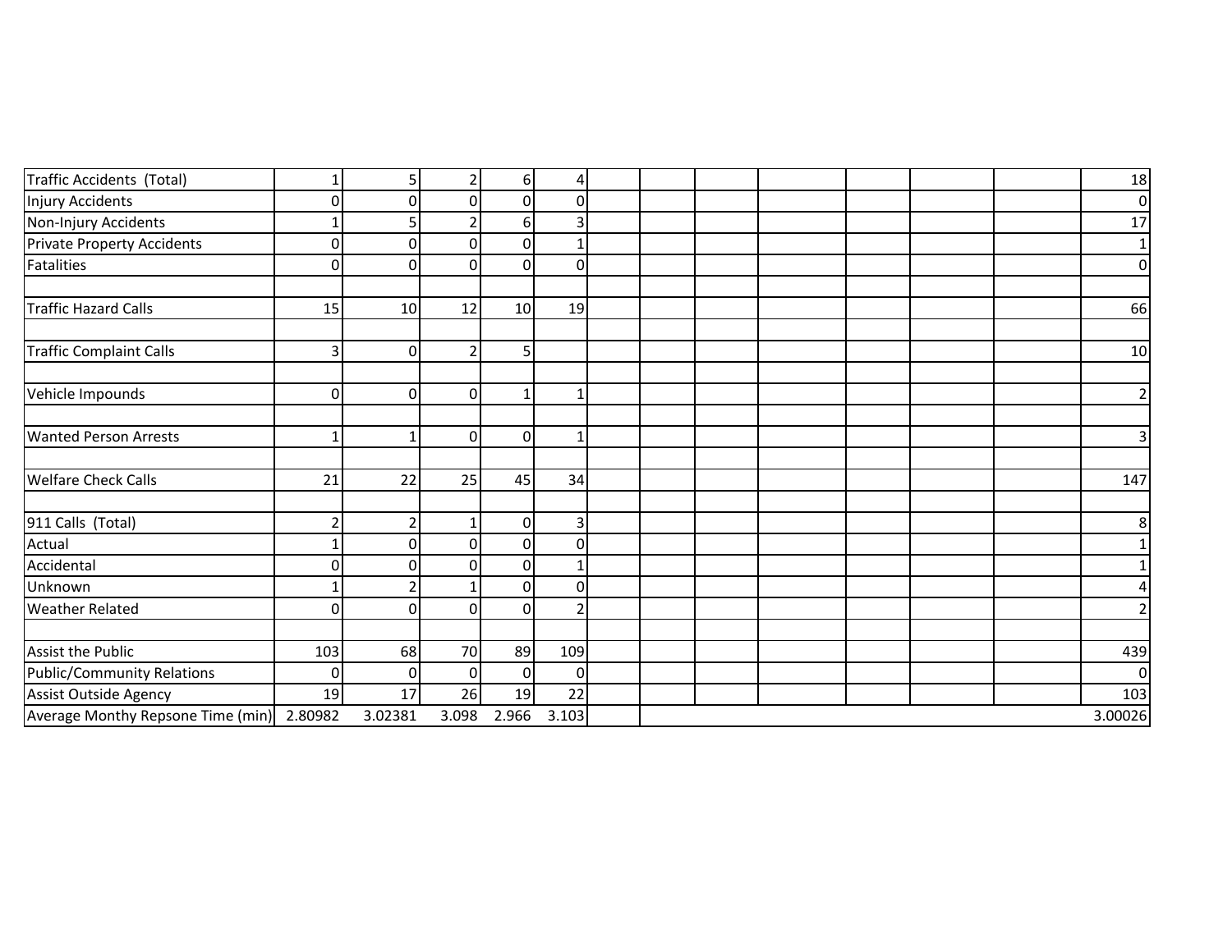| | | | | | | | | | | | | | |
|---|---|---|---|---|---|---|---|---|---|---|---|---|---|
| Traffic Accidents (Total) | 1 | 5 | 2 | 6 | 4 | | | | | | | | 18 |
| Injury Accidents | 0 | 0 | 0 | 0 | 0 | | | | | | | | 0 |
| Non-Injury Accidents | 1 | 5 | 2 | 6 | 3 | | | | | | | | 17 |
| Private Property Accidents | 0 | 0 | 0 | 0 | 1 | | | | | | | | 1 |
| Fatalities | 0 | 0 | 0 | 0 | 0 | | | | | | | | 0 |
| | | | | | | | | | | | | | |
| Traffic Hazard Calls | 15 | 10 | 12 | 10 | 19 | | | | | | | | 66 |
| | | | | | | | | | | | | | |
| Traffic Complaint Calls | 3 | 0 | 2 | 5 | | | | | | | | | 10 |
| | | | | | | | | | | | | | |
| Vehicle Impounds | 0 | 0 | 0 | 1 | 1 | | | | | | | | 2 |
| | | | | | | | | | | | | | |
| Wanted Person Arrests | 1 | 1 | 0 | 0 | 1 | | | | | | | | 3 |
| | | | | | | | | | | | | | |
| Welfare Check Calls | 21 | 22 | 25 | 45 | 34 | | | | | | | | 147 |
| | | | | | | | | | | | | | |
| 911 Calls (Total) | 2 | 2 | 1 | 0 | 3 | | | | | | | | 8 |
| Actual | 1 | 0 | 0 | 0 | 0 | | | | | | | | 1 |
| Accidental | 0 | 0 | 0 | 0 | 1 | | | | | | | | 1 |
| Unknown | 1 | 2 | 1 | 0 | 0 | | | | | | | | 4 |
| Weather Related | 0 | 0 | 0 | 0 | 2 | | | | | | | | 2 |
| | | | | | | | | | | | | | |
| Assist the Public | 103 | 68 | 70 | 89 | 109 | | | | | | | | 439 |
| Public/Community Relations | 0 | 0 | 0 | 0 | 0 | | | | | | | | 0 |
| Assist Outside Agency | 19 | 17 | 26 | 19 | 22 | | | | | | | | 103 |
| Average Monthy Repsone Time (min) | 2.80982 | 3.02381 | 3.098 | 2.966 | 3.103 | | | | | | | | 3.00026 |